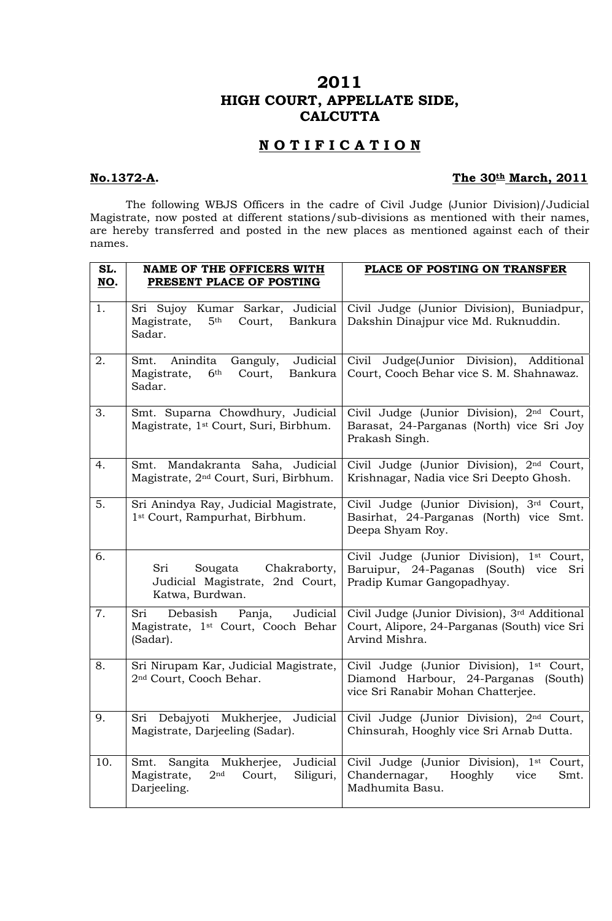# 2011

## HIGH COURT, APPELLATE SIDE, CALCUTTA

## N O T I F I C A T I O N

**No.1372-A.** **The 30th March, 2011**

The following WBJS Officers in the cadre of Civil Judge (Junior Division)/Judicial Magistrate, now posted at different stations/sub-divisions as mentioned with their names, are hereby transferred and posted in the new places as mentioned against each of their names.

| SL. NO. | NAME OF THE OFFICERS WITH PRESENT PLACE OF POSTING | PLACE OF POSTING ON TRANSFER |
|---|---|---|
| 1. | Sri Sujoy Kumar Sarkar, Judicial Magistrate, 5th Court, Bankura Sadar. | Civil Judge (Junior Division), Buniadpur, Dakshin Dinajpur vice Md. Ruknuddin. |
| 2. | Smt. Anindita Ganguly, Judicial Magistrate, 6th Court, Bankura Sadar. | Civil Judge(Junior Division), Additional Court, Cooch Behar vice S. M. Shahnawaz. |
| 3. | Smt. Suparna Chowdhury, Judicial Magistrate, 1st Court, Suri, Birbhum. | Civil Judge (Junior Division), 2nd Court, Barasat, 24-Parganas (North) vice Sri Joy Prakash Singh. |
| 4. | Smt. Mandakranta Saha, Judicial Magistrate, 2nd Court, Suri, Birbhum. | Civil Judge (Junior Division), 2nd Court, Krishnagar, Nadia vice Sri Deepto Ghosh. |
| 5. | Sri Anindya Ray, Judicial Magistrate, 1st Court, Rampurhat, Birbhum. | Civil Judge (Junior Division), 3rd Court, Basirhat, 24-Parganas (North) vice Smt. Deepa Shyam Roy. |
| 6. | Sri Sougata Chakraborty, Judicial Magistrate, 2nd Court, Katwa, Burdwan. | Civil Judge (Junior Division), 1st Court, Baruipur, 24-Paganas (South) vice Sri Pradip Kumar Gangopadhyay. |
| 7. | Sri Debasish Panja, Judicial Magistrate, 1st Court, Cooch Behar (Sadar). | Civil Judge (Junior Division), 3rd Additional Court, Alipore, 24-Parganas (South) vice Sri Arvind Mishra. |
| 8. | Sri Nirupam Kar, Judicial Magistrate, 2nd Court, Cooch Behar. | Civil Judge (Junior Division), 1st Court, Diamond Harbour, 24-Parganas (South) vice Sri Ranabir Mohan Chatterjee. |
| 9. | Sri Debajyoti Mukherjee, Judicial Magistrate, Darjeeling (Sadar). | Civil Judge (Junior Division), 2nd Court, Chinsurah, Hooghly vice Sri Arnab Dutta. |
| 10. | Smt. Sangita Mukherjee, Judicial Magistrate, 2nd Court, Siliguri, Darjeeling. | Civil Judge (Junior Division), 1st Court, Chandernagar, Hooghly vice Smt. Madhumita Basu. |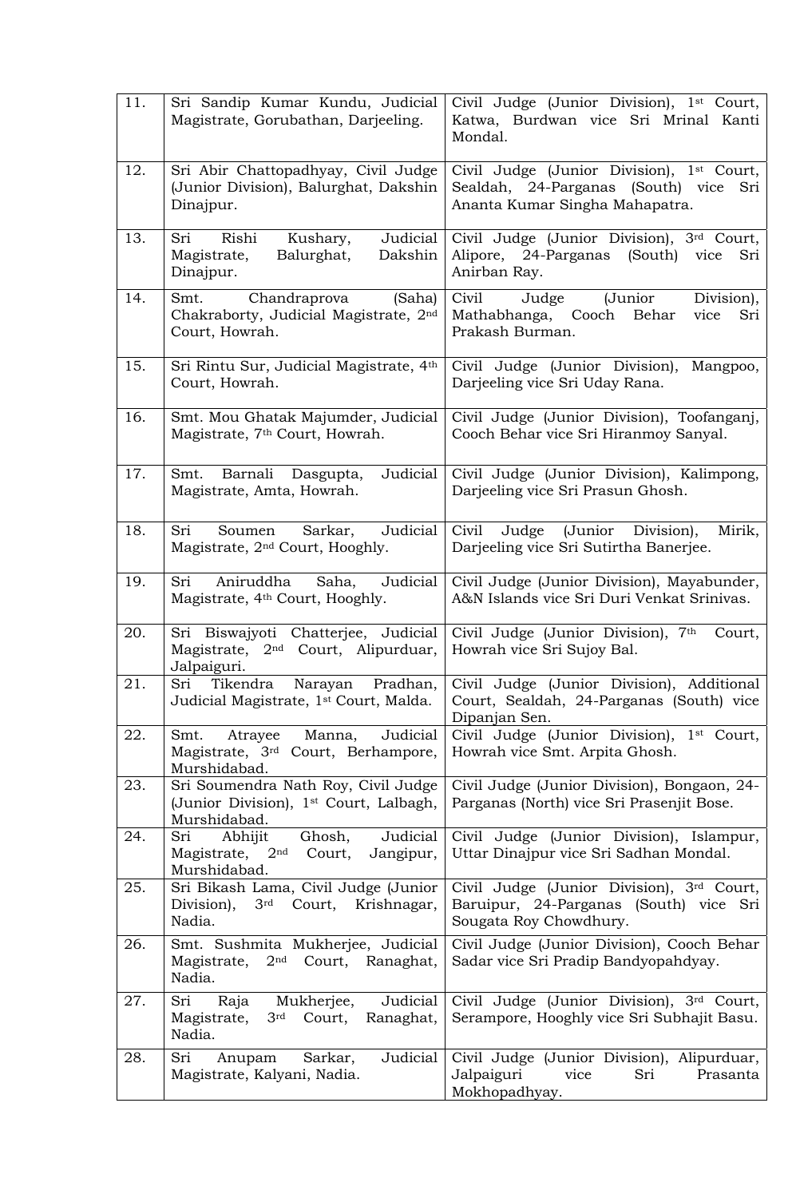| | | |
|---|---|---|
| 11. | Sri Sandip Kumar Kundu, Judicial Magistrate, Gorubathan, Darjeeling. | Civil Judge (Junior Division), 1st Court, Katwa, Burdwan vice Sri Mrinal Kanti Mondal. |
| 12. | Sri Abir Chattopadhyay, Civil Judge (Junior Division), Balurghat, Dakshin Dinajpur. | Civil Judge (Junior Division), 1st Court, Sealdah, 24-Parganas (South) vice Sri Ananta Kumar Singha Mahapatra. |
| 13. | Sri Rishi Kushary, Judicial Magistrate, Balurghat, Dakshin Dinajpur. | Civil Judge (Junior Division), 3rd Court, Alipore, 24-Parganas (South) vice Sri Anirban Ray. |
| 14. | Smt. Chandraprova (Saha) Chakraborty, Judicial Magistrate, 2nd Court, Howrah. | Civil Judge (Junior Division), Mathabhanga, Cooch Behar vice Sri Prakash Burman. |
| 15. | Sri Rintu Sur, Judicial Magistrate, 4th Court, Howrah. | Civil Judge (Junior Division), Mangpoo, Darjeeling vice Sri Uday Rana. |
| 16. | Smt. Mou Ghatak Majumder, Judicial Magistrate, 7th Court, Howrah. | Civil Judge (Junior Division), Toofanganj, Cooch Behar vice Sri Hiranmoy Sanyal. |
| 17. | Smt. Barnali Dasgupta, Judicial Magistrate, Amta, Howrah. | Civil Judge (Junior Division), Kalimpong, Darjeeling vice Sri Prasun Ghosh. |
| 18. | Sri Soumen Sarkar, Judicial Magistrate, 2nd Court, Hooghly. | Civil Judge (Junior Division), Mirik, Darjeeling vice Sri Sutirtha Banerjee. |
| 19. | Sri Aniruddha Saha, Judicial Magistrate, 4th Court, Hooghly. | Civil Judge (Junior Division), Mayabunder, A&N Islands vice Sri Duri Venkat Srinivas. |
| 20. | Sri Biswajyoti Chatterjee, Judicial Magistrate, 2nd Court, Alipurduar, Jalpaiguri. | Civil Judge (Junior Division), 7th Court, Howrah vice Sri Sujoy Bal. |
| 21. | Sri Tikendra Narayan Pradhan, Judicial Magistrate, 1st Court, Malda. | Civil Judge (Junior Division), Additional Court, Sealdah, 24-Parganas (South) vice Dipanjan Sen. |
| 22. | Smt. Atrayee Manna, Judicial Magistrate, 3rd Court, Berhampore, Murshidabad. | Civil Judge (Junior Division), 1st Court, Howrah vice Smt. Arpita Ghosh. |
| 23. | Sri Soumendra Nath Roy, Civil Judge (Junior Division), 1st Court, Lalbagh, Murshidabad. | Civil Judge (Junior Division), Bongaon, 24-Parganas (North) vice Sri Prasenjit Bose. |
| 24. | Sri Abhijit Ghosh, Judicial Magistrate, 2nd Court, Jangipur, Murshidabad. | Civil Judge (Junior Division), Islampur, Uttar Dinajpur vice Sri Sadhan Mondal. |
| 25. | Sri Bikash Lama, Civil Judge (Junior Division), 3rd Court, Krishnagar, Nadia. | Civil Judge (Junior Division), 3rd Court, Baruipur, 24-Parganas (South) vice Sri Sougata Roy Chowdhury. |
| 26. | Smt. Sushmita Mukherjee, Judicial Magistrate, 2nd Court, Ranaghat, Nadia. | Civil Judge (Junior Division), Cooch Behar Sadar vice Sri Pradip Bandyopahdyay. |
| 27. | Sri Raja Mukherjee, Judicial Magistrate, 3rd Court, Ranaghat, Nadia. | Civil Judge (Junior Division), 3rd Court, Serampore, Hooghly vice Sri Subhajit Basu. |
| 28. | Sri Anupam Sarkar, Judicial Magistrate, Kalyani, Nadia. | Civil Judge (Junior Division), Alipurduar, Jalpaiguri vice Sri Prasanta Mokhopadhyay. |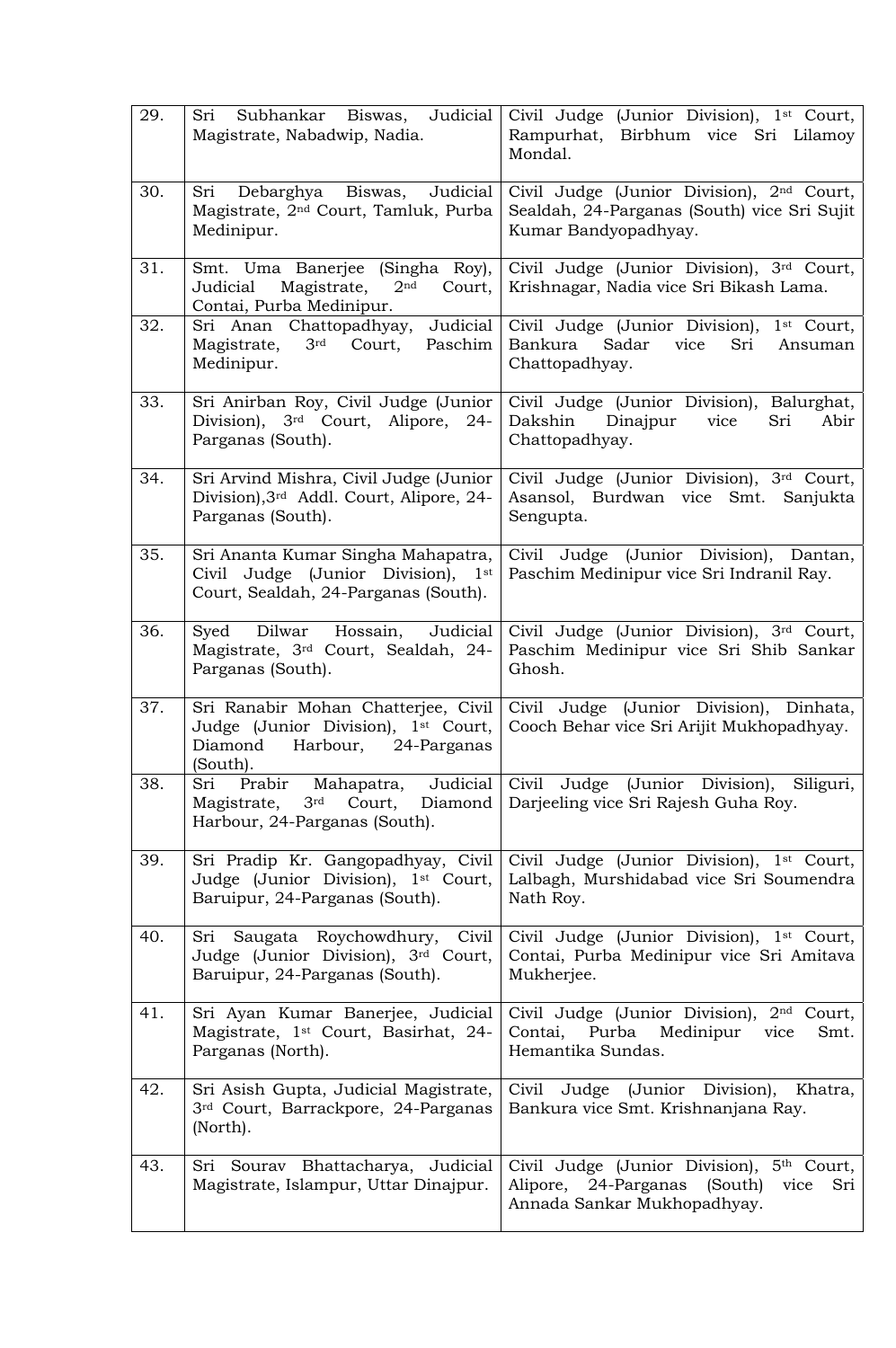| | | |
|---|---|---|
| 29. | Sri Subhankar Biswas, Judicial Magistrate, Nabadwip, Nadia. | Civil Judge (Junior Division), 1st Court, Rampurhat, Birbhum vice Sri Lilamoy Mondal. |
| 30. | Sri Debarghya Biswas, Judicial Magistrate, 2nd Court, Tamluk, Purba Medinipur. | Civil Judge (Junior Division), 2nd Court, Sealdah, 24-Parganas (South) vice Sri Sujit Kumar Bandyopadhyay. |
| 31. | Smt. Uma Banerjee (Singha Roy), Judicial Magistrate, 2nd Court, Contai, Purba Medinipur. | Civil Judge (Junior Division), 3rd Court, Krishnagar, Nadia vice Sri Bikash Lama. |
| 32. | Sri Anan Chattopadhyay, Judicial Magistrate, 3rd Court, Paschim Medinipur. | Civil Judge (Junior Division), 1st Court, Bankura Sadar vice Sri Ansuman Chattopadhyay. |
| 33. | Sri Anirban Roy, Civil Judge (Junior Division), 3rd Court, Alipore, 24-Parganas (South). | Civil Judge (Junior Division), Balurghat, Dakshin Dinajpur vice Sri Abir Chattopadhyay. |
| 34. | Sri Arvind Mishra, Civil Judge (Junior Division),3rd Addl. Court, Alipore, 24-Parganas (South). | Civil Judge (Junior Division), 3rd Court, Asansol, Burdwan vice Smt. Sanjukta Sengupta. |
| 35. | Sri Ananta Kumar Singha Mahapatra, Civil Judge (Junior Division), 1st Court, Sealdah, 24-Parganas (South). | Civil Judge (Junior Division), Dantan, Paschim Medinipur vice Sri Indranil Ray. |
| 36. | Syed Dilwar Hossain, Judicial Magistrate, 3rd Court, Sealdah, 24-Parganas (South). | Civil Judge (Junior Division), 3rd Court, Paschim Medinipur vice Sri Shib Sankar Ghosh. |
| 37. | Sri Ranabir Mohan Chatterjee, Civil Judge (Junior Division), 1st Court, Diamond Harbour, 24-Parganas (South). | Civil Judge (Junior Division), Dinhata, Cooch Behar vice Sri Arijit Mukhopadhyay. |
| 38. | Sri Prabir Mahapatra, Judicial Magistrate, 3rd Court, Diamond Harbour, 24-Parganas (South). | Civil Judge (Junior Division), Siliguri, Darjeeling vice Sri Rajesh Guha Roy. |
| 39. | Sri Pradip Kr. Gangopadhyay, Civil Judge (Junior Division), 1st Court, Baruipur, 24-Parganas (South). | Civil Judge (Junior Division), 1st Court, Lalbagh, Murshidabad vice Sri Soumendra Nath Roy. |
| 40. | Sri Saugata Roychowdhury, Civil Judge (Junior Division), 3rd Court, Baruipur, 24-Parganas (South). | Civil Judge (Junior Division), 1st Court, Contai, Purba Medinipur vice Sri Amitava Mukherjee. |
| 41. | Sri Ayan Kumar Banerjee, Judicial Magistrate, 1st Court, Basirhat, 24-Parganas (North). | Civil Judge (Junior Division), 2nd Court, Contai, Purba Medinipur vice Smt. Hemantika Sundas. |
| 42. | Sri Asish Gupta, Judicial Magistrate, 3rd Court, Barrackpore, 24-Parganas (North). | Civil Judge (Junior Division), Khatra, Bankura vice Smt. Krishnanjana Ray. |
| 43. | Sri Sourav Bhattacharya, Judicial Magistrate, Islampur, Uttar Dinajpur. | Civil Judge (Junior Division), 5th Court, Alipore, 24-Parganas (South) vice Sri Annada Sankar Mukhopadhyay. |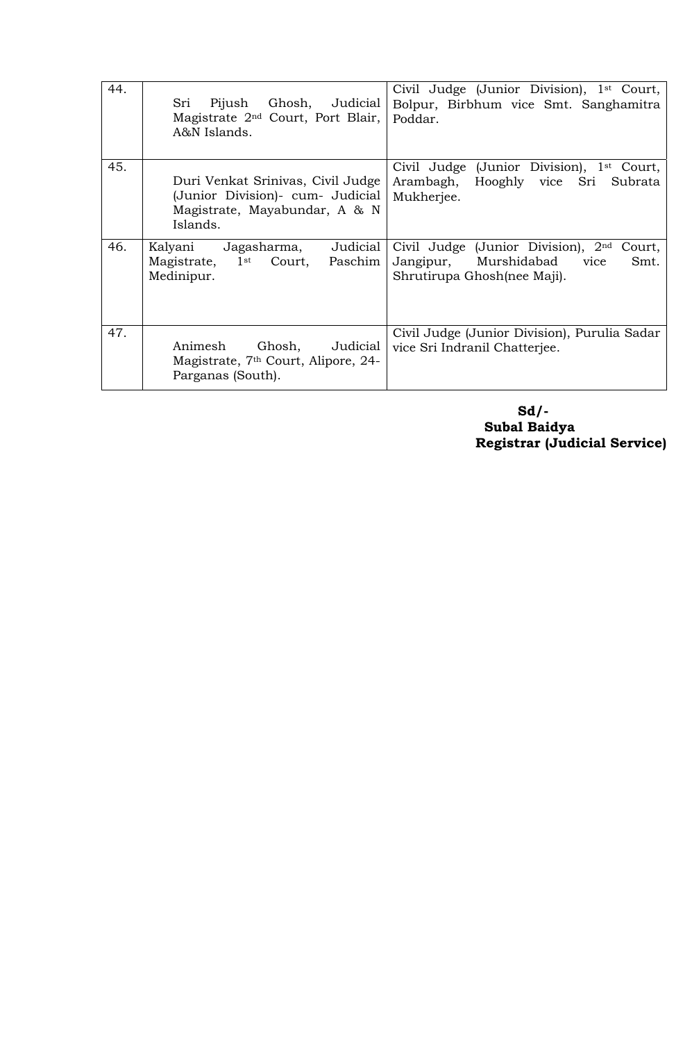| | | |
|---|---|---|
| 44. | Sri Pijush Ghosh, Judicial Magistrate 2nd Court, Port Blair, A&N Islands. | Civil Judge (Junior Division), 1st Court, Bolpur, Birbhum vice Smt. Sanghamitra Poddar. |
| 45. | Duri Venkat Srinivas, Civil Judge (Junior Division)- cum- Judicial Magistrate, Mayabundar, A & N Islands. | Civil Judge (Junior Division), 1st Court, Arambagh, Hooghly vice Sri Subrata Mukherjee. |
| 46. | Kalyani Jagasharma, Judicial Magistrate, 1st Court, Paschim Medinipur. | Civil Judge (Junior Division), 2nd Court, Jangipur, Murshidabad vice Smt. Shrutirupa Ghosh(nee Maji). |
| 47. | Animesh Ghosh, Judicial Magistrate, 7th Court, Alipore, 24-Parganas (South). | Civil Judge (Junior Division), Purulia Sadar vice Sri Indranil Chatterjee. |

**Sd/-**
**Subal Baidya**
**Registrar (Judicial Service)**